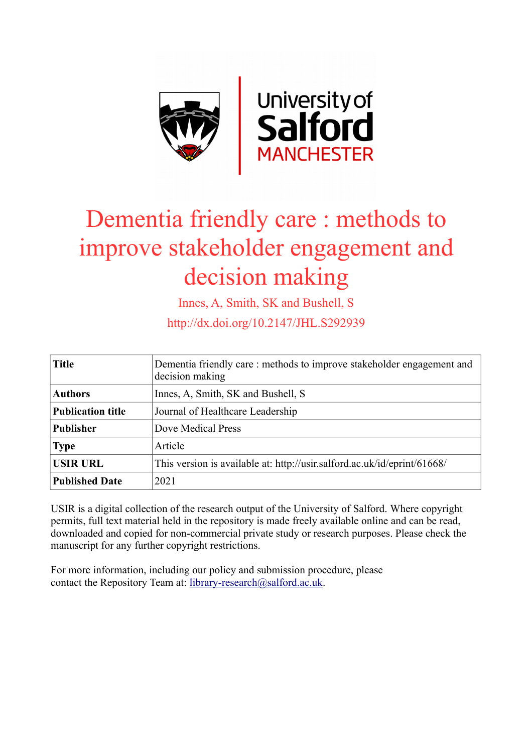# Dementia friendly care : methods to improve stakeholder engagement and decision making

Innes, A, Smith, SK and Bushell, S

http://dx.doi.org/10.2147/JHL.S292939

| **Title** | Dementia friendly care : methods to improve stakeholder engagement and decision making |
|---|---|
| **Authors** | Innes, A, Smith, SK and Bushell, S |
| **Publication title** | Journal of Healthcare Leadership |
| **Publisher** | Dove Medical Press |
| **Type** | Article |
| **USIR URL** | This version is available at: http://usir.salford.ac.uk/id/eprint/61668/ |
| **Published Date** | 2021 |

USIR is a digital collection of the research output of the University of Salford. Where copyright permits, full text material held in the repository is made freely available online and can be read, downloaded and copied for non-commercial private study or research purposes. Please check the manuscript for any further copyright restrictions.

For more information, including our policy and submission procedure, please contact the Repository Team at: library-research@salford.ac.uk.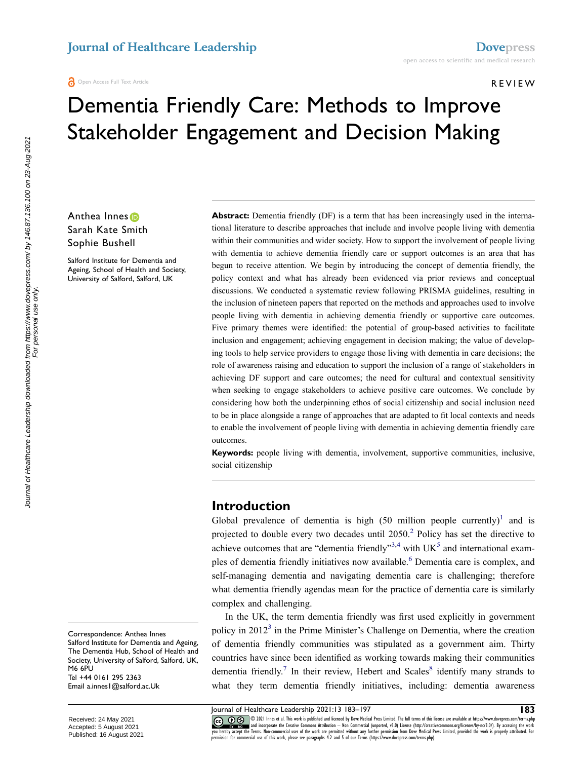# Dementia Friendly Care: Methods to Improve Stakeholder Engagement and Decision Making

Anthea Innes
Sarah Kate Smith
Sophie Bushell

Salford Institute for Dementia and Ageing, School of Health and Society, University of Salford, Salford, UK

**Abstract:** Dementia friendly (DF) is a term that has been increasingly used in the international literature to describe approaches that include and involve people living with dementia within their communities and wider society. How to support the involvement of people living with dementia to achieve dementia friendly care or support outcomes is an area that has begun to receive attention. We begin by introducing the concept of dementia friendly, the policy context and what has already been evidenced via prior reviews and conceptual discussions. We conducted a systematic review following PRISMA guidelines, resulting in the inclusion of nineteen papers that reported on the methods and approaches used to involve people living with dementia in achieving dementia friendly or supportive care outcomes. Five primary themes were identified: the potential of group-based activities to facilitate inclusion and engagement; achieving engagement in decision making; the value of developing tools to help service providers to engage those living with dementia in care decisions; the role of awareness raising and education to support the inclusion of a range of stakeholders in achieving DF support and care outcomes; the need for cultural and contextual sensitivity when seeking to engage stakeholders to achieve positive care outcomes. We conclude by considering how both the underpinning ethos of social citizenship and social inclusion need to be in place alongside a range of approaches that are adapted to fit local contexts and needs to enable the involvement of people living with dementia in achieving dementia friendly care outcomes.

**Keywords:** people living with dementia, involvement, supportive communities, inclusive, social citizenship

## Introduction

Global prevalence of dementia is high (50 million people currently)[1] and is projected to double every two decades until 2050.[2] Policy has set the directive to achieve outcomes that are "dementia friendly"[3,4] with UK[5] and international examples of dementia friendly initiatives now available.[6] Dementia care is complex, and self-managing dementia and navigating dementia care is challenging; therefore what dementia friendly agendas mean for the practice of dementia care is similarly complex and challenging.

In the UK, the term dementia friendly was first used explicitly in government policy in 2012[3] in the Prime Minister's Challenge on Dementia, where the creation of dementia friendly communities was stipulated as a government aim. Thirty countries have since been identified as working towards making their communities dementia friendly.[7] In their review, Hebert and Scales[8] identify many strands to what they term dementia friendly initiatives, including: dementia awareness

Correspondence: Anthea Innes
Salford Institute for Dementia and Ageing, The Dementia Hub, School of Health and Society, University of Salford, Salford, UK, M6 6PU
Tel +44 0161 295 2363
Email a.innes1@salford.ac.Uk

Received: 24 May 2021
Accepted: 5 August 2021
Published: 16 August 2021

© 2021 Innes et al. This work is published and licensed by Dove Medical Press Limited. The full terms of this license are available at https://www.dovepress.com/terms.php and incorporate the Creative Commons Attribution – Non Commercial (unported, v3.0) License (http://creativecommons.org/licenses/by-nc/3.0/). By accessing the work you hereby accept the Terms. Non-commercial uses of the work are permitted without any further permission from Dove Medical Press Limited, provided the work is properly attributed. For permission for commercial use of this work, please see paragraphs 4.2 and 5 of our Terms (https://www.dovepress.com/terms.php).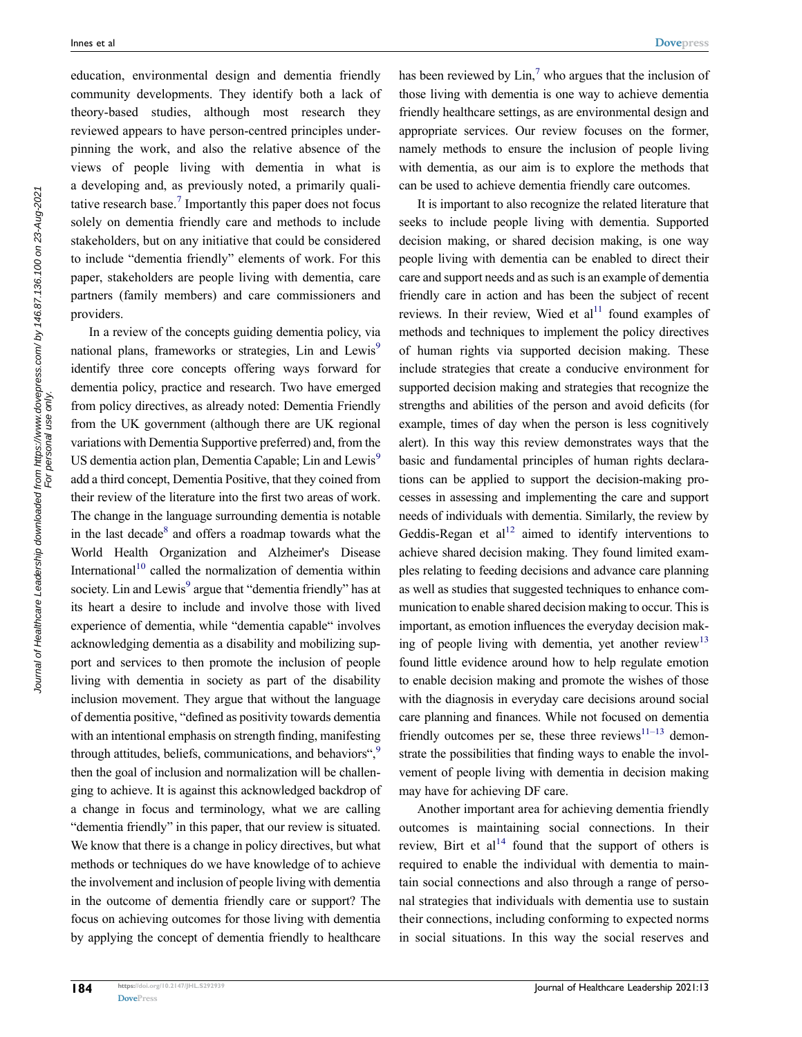education, environmental design and dementia friendly community developments. They identify both a lack of theory-based studies, although most research they reviewed appears to have person-centred principles underpinning the work, and also the relative absence of the views of people living with dementia in what is a developing and, as previously noted, a primarily qualitative research base.[7] Importantly this paper does not focus solely on dementia friendly care and methods to include stakeholders, but on any initiative that could be considered to include "dementia friendly" elements of work. For this paper, stakeholders are people living with dementia, care partners (family members) and care commissioners and providers.

In a review of the concepts guiding dementia policy, via national plans, frameworks or strategies, Lin and Lewis[9] identify three core concepts offering ways forward for dementia policy, practice and research. Two have emerged from policy directives, as already noted: Dementia Friendly from the UK government (although there are UK regional variations with Dementia Supportive preferred) and, from the US dementia action plan, Dementia Capable; Lin and Lewis[9] add a third concept, Dementia Positive, that they coined from their review of the literature into the first two areas of work. The change in the language surrounding dementia is notable in the last decade[8] and offers a roadmap towards what the World Health Organization and Alzheimer's Disease International[10] called the normalization of dementia within society. Lin and Lewis[9] argue that "dementia friendly" has at its heart a desire to include and involve those with lived experience of dementia, while "dementia capable" involves acknowledging dementia as a disability and mobilizing support and services to then promote the inclusion of people living with dementia in society as part of the disability inclusion movement. They argue that without the language of dementia positive, "defined as positivity towards dementia with an intentional emphasis on strength finding, manifesting through attitudes, beliefs, communications, and behaviors",[9] then the goal of inclusion and normalization will be challenging to achieve. It is against this acknowledged backdrop of a change in focus and terminology, what we are calling "dementia friendly" in this paper, that our review is situated. We know that there is a change in policy directives, but what methods or techniques do we have knowledge of to achieve the involvement and inclusion of people living with dementia in the outcome of dementia friendly care or support? The focus on achieving outcomes for those living with dementia by applying the concept of dementia friendly to healthcare has been reviewed by Lin,[7] who argues that the inclusion of those living with dementia is one way to achieve dementia friendly healthcare settings, as are environmental design and appropriate services. Our review focuses on the former, namely methods to ensure the inclusion of people living with dementia, as our aim is to explore the methods that can be used to achieve dementia friendly care outcomes.

It is important to also recognize the related literature that seeks to include people living with dementia. Supported decision making, or shared decision making, is one way people living with dementia can be enabled to direct their care and support needs and as such is an example of dementia friendly care in action and has been the subject of recent reviews. In their review, Wied et al[11] found examples of methods and techniques to implement the policy directives of human rights via supported decision making. These include strategies that create a conducive environment for supported decision making and strategies that recognize the strengths and abilities of the person and avoid deficits (for example, times of day when the person is less cognitively alert). In this way this review demonstrates ways that the basic and fundamental principles of human rights declarations can be applied to support the decision-making processes in assessing and implementing the care and support needs of individuals with dementia. Similarly, the review by Geddis-Regan et al[12] aimed to identify interventions to achieve shared decision making. They found limited examples relating to feeding decisions and advance care planning as well as studies that suggested techniques to enhance communication to enable shared decision making to occur. This is important, as emotion influences the everyday decision making of people living with dementia, yet another review[13] found little evidence around how to help regulate emotion to enable decision making and promote the wishes of those with the diagnosis in everyday care decisions around social care planning and finances. While not focused on dementia friendly outcomes per se, these three reviews[11–13] demonstrate the possibilities that finding ways to enable the involvement of people living with dementia in decision making may have for achieving DF care.

Another important area for achieving dementia friendly outcomes is maintaining social connections. In their review, Birt et al[14] found that the support of others is required to enable the individual with dementia to maintain social connections and also through a range of personal strategies that individuals with dementia use to sustain their connections, including conforming to expected norms in social situations. In this way the social reserves and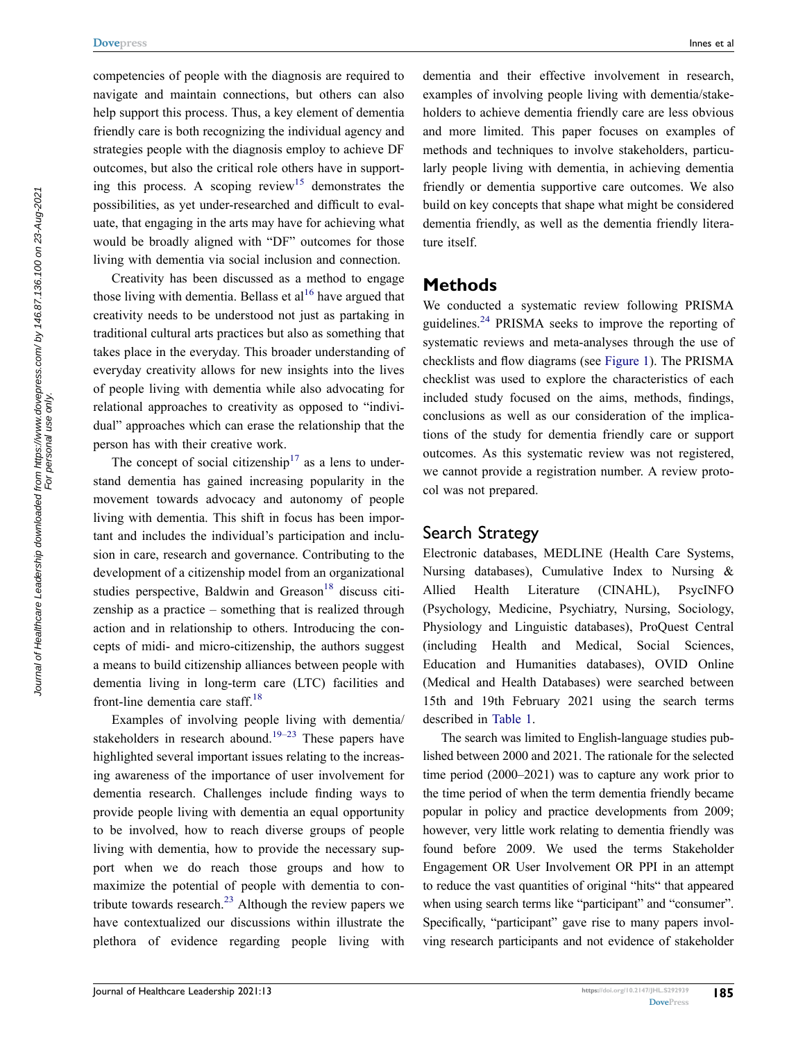competencies of people with the diagnosis are required to navigate and maintain connections, but others can also help support this process. Thus, a key element of dementia friendly care is both recognizing the individual agency and strategies people with the diagnosis employ to achieve DF outcomes, but also the critical role others have in supporting this process. A scoping review[15] demonstrates the possibilities, as yet under-researched and difficult to evaluate, that engaging in the arts may have for achieving what would be broadly aligned with "DF" outcomes for those living with dementia via social inclusion and connection.

Creativity has been discussed as a method to engage those living with dementia. Bellass et al[16] have argued that creativity needs to be understood not just as partaking in traditional cultural arts practices but also as something that takes place in the everyday. This broader understanding of everyday creativity allows for new insights into the lives of people living with dementia while also advocating for relational approaches to creativity as opposed to "individual" approaches which can erase the relationship that the person has with their creative work.

The concept of social citizenship[17] as a lens to understand dementia has gained increasing popularity in the movement towards advocacy and autonomy of people living with dementia. This shift in focus has been important and includes the individual's participation and inclusion in care, research and governance. Contributing to the development of a citizenship model from an organizational studies perspective, Baldwin and Greason[18] discuss citizenship as a practice – something that is realized through action and in relationship to others. Introducing the concepts of midi- and micro-citizenship, the authors suggest a means to build citizenship alliances between people with dementia living in long-term care (LTC) facilities and front-line dementia care staff.[18]

Examples of involving people living with dementia/stakeholders in research abound.[19–23] These papers have highlighted several important issues relating to the increasing awareness of the importance of user involvement for dementia research. Challenges include finding ways to provide people living with dementia an equal opportunity to be involved, how to reach diverse groups of people living with dementia, how to provide the necessary support when we do reach those groups and how to maximize the potential of people with dementia to contribute towards research.[23] Although the review papers we have contextualized our discussions within illustrate the plethora of evidence regarding people living with dementia and their effective involvement in research, examples of involving people living with dementia/stakeholders to achieve dementia friendly care are less obvious and more limited. This paper focuses on examples of methods and techniques to involve stakeholders, particularly people living with dementia, in achieving dementia friendly or dementia supportive care outcomes. We also build on key concepts that shape what might be considered dementia friendly, as well as the dementia friendly literature itself.

## Methods

We conducted a systematic review following PRISMA guidelines.[24] PRISMA seeks to improve the reporting of systematic reviews and meta-analyses through the use of checklists and flow diagrams (see Figure 1). The PRISMA checklist was used to explore the characteristics of each included study focused on the aims, methods, findings, conclusions as well as our consideration of the implications of the study for dementia friendly care or support outcomes. As this systematic review was not registered, we cannot provide a registration number. A review protocol was not prepared.

### Search Strategy

Electronic databases, MEDLINE (Health Care Systems, Nursing databases), Cumulative Index to Nursing & Allied Health Literature (CINAHL), PsycINFO (Psychology, Medicine, Psychiatry, Nursing, Sociology, Physiology and Linguistic databases), ProQuest Central (including Health and Medical, Social Sciences, Education and Humanities databases), OVID Online (Medical and Health Databases) were searched between 15th and 19th February 2021 using the search terms described in Table 1.

The search was limited to English-language studies published between 2000 and 2021. The rationale for the selected time period (2000–2021) was to capture any work prior to the time period of when the term dementia friendly became popular in policy and practice developments from 2009; however, very little work relating to dementia friendly was found before 2009. We used the terms Stakeholder Engagement OR User Involvement OR PPI in an attempt to reduce the vast quantities of original "hits" that appeared when using search terms like "participant" and "consumer". Specifically, "participant" gave rise to many papers involving research participants and not evidence of stakeholder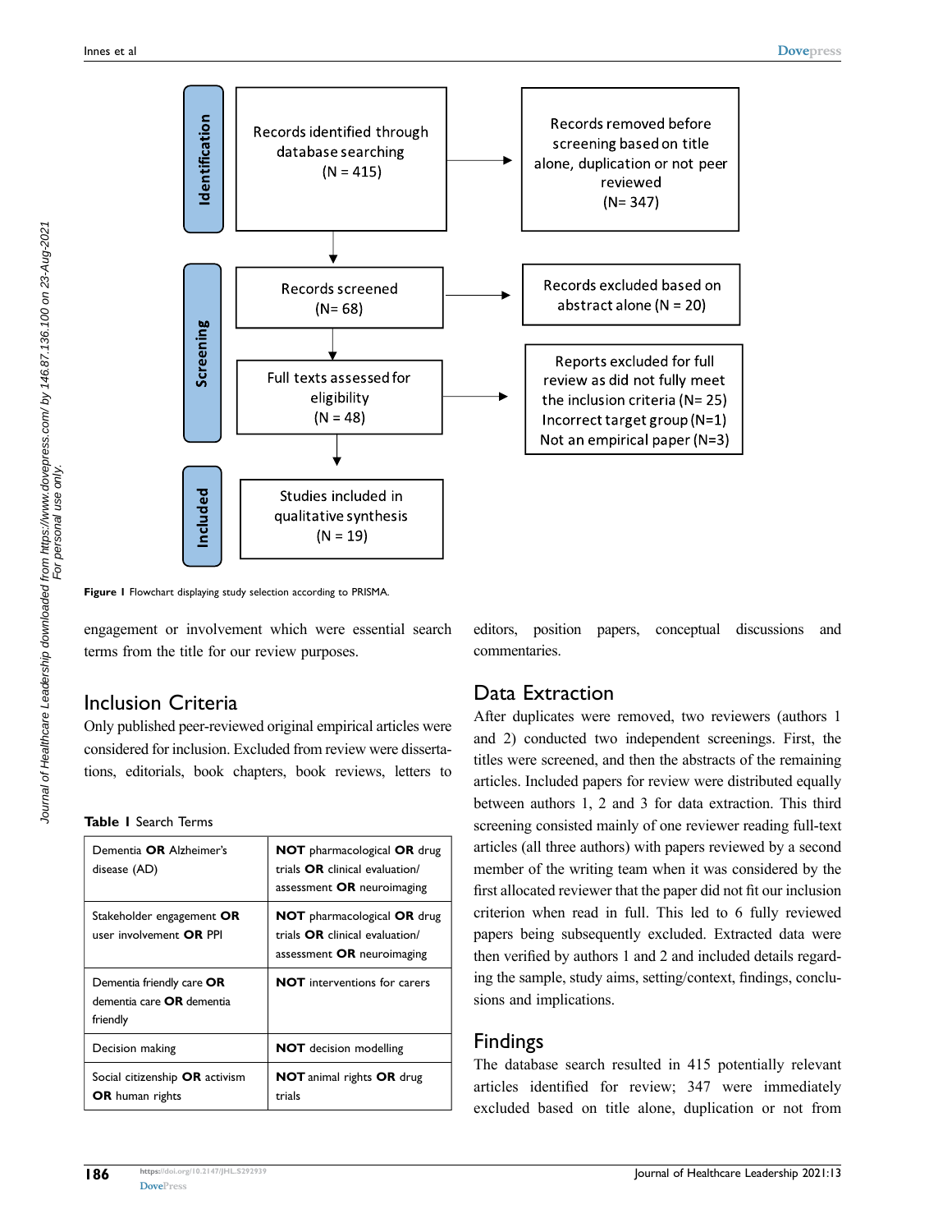**Identification**

Records identified through database searching (N = 415) → Records removed before screening based on title alone, duplication or not peer reviewed (N= 347)

**Screening**

Records screened (N= 68) → Records excluded based on abstract alone (N = 20)

Full texts assessed for eligibility (N = 48) → Reports excluded for full review as did not fully meet the inclusion criteria (N= 25) Incorrect target group (N=1) Not an empirical paper (N=3)

**Included**

Studies included in qualitative synthesis (N = 19)

**Figure 1** Flowchart displaying study selection according to PRISMA.

engagement or involvement which were essential search terms from the title for our review purposes.

## Inclusion Criteria

Only published peer-reviewed original empirical articles were considered for inclusion. Excluded from review were dissertations, editorials, book chapters, book reviews, letters to editors, position papers, conceptual discussions and commentaries.

**Table 1** Search Terms

| | |
|---|---|
| Dementia **OR** Alzheimer's disease (AD) | **NOT** pharmacological **OR** drug trials **OR** clinical evaluation/ assessment **OR** neuroimaging |
| Stakeholder engagement **OR** user involvement **OR** PPI | **NOT** pharmacological **OR** drug trials **OR** clinical evaluation/ assessment **OR** neuroimaging |
| Dementia friendly care **OR** dementia care **OR** dementia friendly | **NOT** interventions for carers |
| Decision making | **NOT** decision modelling |
| Social citizenship **OR** activism **OR** human rights | **NOT** animal rights **OR** drug trials |

## Data Extraction

After duplicates were removed, two reviewers (authors 1 and 2) conducted two independent screenings. First, the titles were screened, and then the abstracts of the remaining articles. Included papers for review were distributed equally between authors 1, 2 and 3 for data extraction. This third screening consisted mainly of one reviewer reading full-text articles (all three authors) with papers reviewed by a second member of the writing team when it was considered by the first allocated reviewer that the paper did not fit our inclusion criterion when read in full. This led to 6 fully reviewed papers being subsequently excluded. Extracted data were then verified by authors 1 and 2 and included details regarding the sample, study aims, setting/context, findings, conclusions and implications.

## Findings

The database search resulted in 415 potentially relevant articles identified for review; 347 were immediately excluded based on title alone, duplication or not from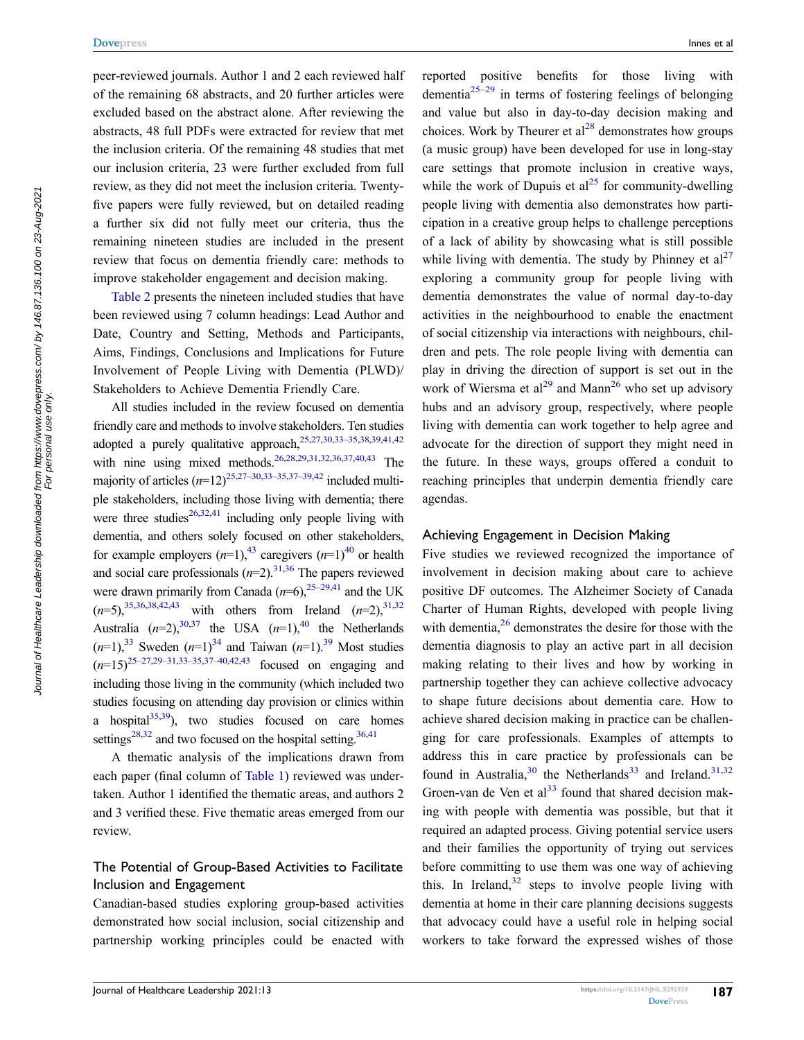peer-reviewed journals. Author 1 and 2 each reviewed half of the remaining 68 abstracts, and 20 further articles were excluded based on the abstract alone. After reviewing the abstracts, 48 full PDFs were extracted for review that met the inclusion criteria. Of the remaining 48 studies that met our inclusion criteria, 23 were further excluded from full review, as they did not meet the inclusion criteria. Twenty-five papers were fully reviewed, but on detailed reading a further six did not fully meet our criteria, thus the remaining nineteen studies are included in the present review that focus on dementia friendly care: methods to improve stakeholder engagement and decision making.

Table 2 presents the nineteen included studies that have been reviewed using 7 column headings: Lead Author and Date, Country and Setting, Methods and Participants, Aims, Findings, Conclusions and Implications for Future Involvement of People Living with Dementia (PLWD)/ Stakeholders to Achieve Dementia Friendly Care.

All studies included in the review focused on dementia friendly care and methods to involve stakeholders. Ten studies adopted a purely qualitative approach,[25,27,30,33–35,38,39,41,42] with nine using mixed methods.[26,28,29,31,32,36,37,40,43] The majority of articles ($n$=12)[25,27–30,33–35,37–39,42] included multiple stakeholders, including those living with dementia; there were three studies[26,32,41] including only people living with dementia, and others solely focused on other stakeholders, for example employers ($n$=1),[43] caregivers ($n$=1)[40] or health and social care professionals ($n$=2).[31,36] The papers reviewed were drawn primarily from Canada ($n$=6),[25–29,41] and the UK ($n$=5),[35,36,38,42,43] with others from Ireland ($n$=2),[31,32] Australia ($n$=2),[30,37] the USA ($n$=1),[40] the Netherlands ($n$=1),[33] Sweden ($n$=1)[34] and Taiwan ($n$=1).[39] Most studies ($n$=15)[25–27,29–31,33–35,37–40,42,43] focused on engaging and including those living in the community (which included two studies focusing on attending day provision or clinics within a hospital[35,39]), two studies focused on care homes settings[28,32] and two focused on the hospital setting.[36,41]

A thematic analysis of the implications drawn from each paper (final column of Table 1) reviewed was undertaken. Author 1 identified the thematic areas, and authors 2 and 3 verified these. Five thematic areas emerged from our review.

## The Potential of Group-Based Activities to Facilitate Inclusion and Engagement

Canadian-based studies exploring group-based activities demonstrated how social inclusion, social citizenship and partnership working principles could be enacted with reported positive benefits for those living with dementia[25–29] in terms of fostering feelings of belonging and value but also in day-to-day decision making and choices. Work by Theurer et al[28] demonstrates how groups (a music group) have been developed for use in long-stay care settings that promote inclusion in creative ways, while the work of Dupuis et al[25] for community-dwelling people living with dementia also demonstrates how participation in a creative group helps to challenge perceptions of a lack of ability by showcasing what is still possible while living with dementia. The study by Phinney et al[27] exploring a community group for people living with dementia demonstrates the value of normal day-to-day activities in the neighbourhood to enable the enactment of social citizenship via interactions with neighbours, children and pets. The role people living with dementia can play in driving the direction of support is set out in the work of Wiersma et al[29] and Mann[26] who set up advisory hubs and an advisory group, respectively, where people living with dementia can work together to help agree and advocate for the direction of support they might need in the future. In these ways, groups offered a conduit to reaching principles that underpin dementia friendly care agendas.

## Achieving Engagement in Decision Making

Five studies we reviewed recognized the importance of involvement in decision making about care to achieve positive DF outcomes. The Alzheimer Society of Canada Charter of Human Rights, developed with people living with dementia,[26] demonstrates the desire for those with the dementia diagnosis to play an active part in all decision making relating to their lives and how by working in partnership together they can achieve collective advocacy to shape future decisions about dementia care. How to achieve shared decision making in practice can be challenging for care professionals. Examples of attempts to address this in care practice by professionals can be found in Australia,[30] the Netherlands[33] and Ireland.[31,32] Groen-van de Ven et al[33] found that shared decision making with people with dementia was possible, but that it required an adapted process. Giving potential service users and their families the opportunity of trying out services before committing to use them was one way of achieving this. In Ireland,[32] steps to involve people living with dementia at home in their care planning decisions suggests that advocacy could have a useful role in helping social workers to take forward the expressed wishes of those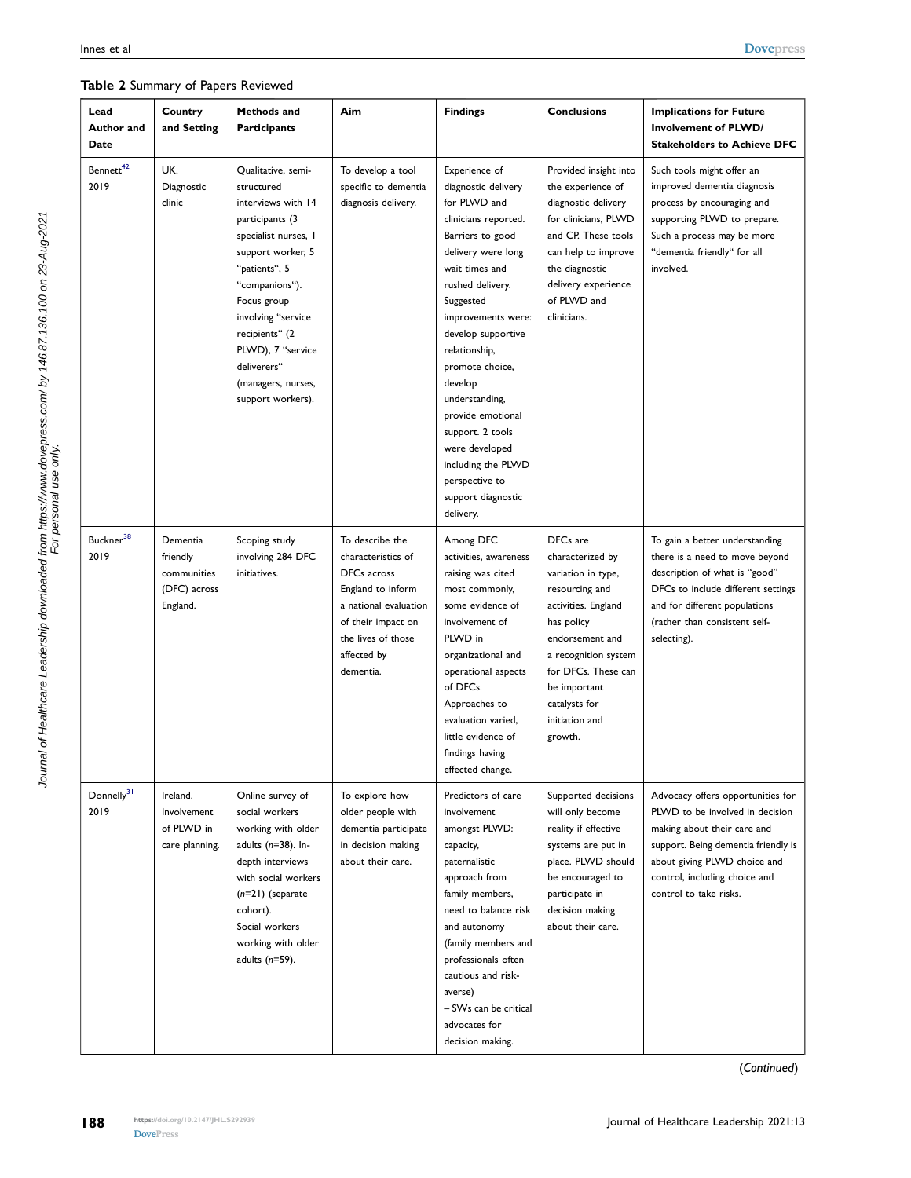**Table 2** Summary of Papers Reviewed

| Lead Author and Date | Country and Setting | Methods and Participants | Aim | Findings | Conclusions | Implications for Future Involvement of PLWD/ Stakeholders to Achieve DFC |
|---|---|---|---|---|---|---|
| Bennett[42] 2019 | UK. Diagnostic clinic | Qualitative, semi-structured interviews with 14 participants (3 specialist nurses, 1 support worker, 5 "patients", 5 "companions"). Focus group involving "service recipients" (2 PLWD), 7 "service deliverers" (managers, nurses, support workers). | To develop a tool specific to dementia diagnosis delivery. | Experience of diagnostic delivery for PLWD and clinicians reported. Barriers to good delivery were long wait times and rushed delivery. Suggested improvements were: develop supportive relationship, promote choice, develop understanding, provide emotional support. 2 tools were developed including the PLWD perspective to support diagnostic delivery. | Provided insight into the experience of diagnostic delivery for clinicians, PLWD and CP. These tools can help to improve the diagnostic delivery experience of PLWD and clinicians. | Such tools might offer an improved dementia diagnosis process by encouraging and supporting PLWD to prepare. Such a process may be more "dementia friendly" for all involved. |
| Buckner[38] 2019 | Dementia friendly communities (DFC) across England. | Scoping study involving 284 DFC initiatives. | To describe the characteristics of DFCs across England to inform a national evaluation of their impact on the lives of those affected by dementia. | Among DFC activities, awareness raising was cited most commonly, some evidence of involvement of PLWD in organizational and operational aspects of DFCs. Approaches to evaluation varied, little evidence of findings having effected change. | DFCs are characterized by variation in type, resourcing and activities. England has policy endorsement and a recognition system for DFCs. These can be important catalysts for initiation and growth. | To gain a better understanding there is a need to move beyond description of what is "good" DFCs to include different settings and for different populations (rather than consistent self-selecting). |
| Donnelly[31] 2019 | Ireland. Involvement of PLWD in care planning. | Online survey of social workers working with older adults ($n$=38). In-depth interviews with social workers ($n$=21) (separate cohort). Social workers working with older adults ($n$=59). | To explore how older people with dementia participate in decision making about their care. | Predictors of care involvement amongst PLWD: capacity, paternalistic approach from family members, need to balance risk and autonomy (family members and professionals often cautious and risk-averse) – SWs can be critical advocates for decision making. | Supported decisions will only become reality if effective systems are put in place. PLWD should be encouraged to participate in decision making about their care. | Advocacy offers opportunities for PLWD to be involved in decision making about their care and support. Being dementia friendly is about giving PLWD choice and control, including choice and control to take risks. |

(*Continued*)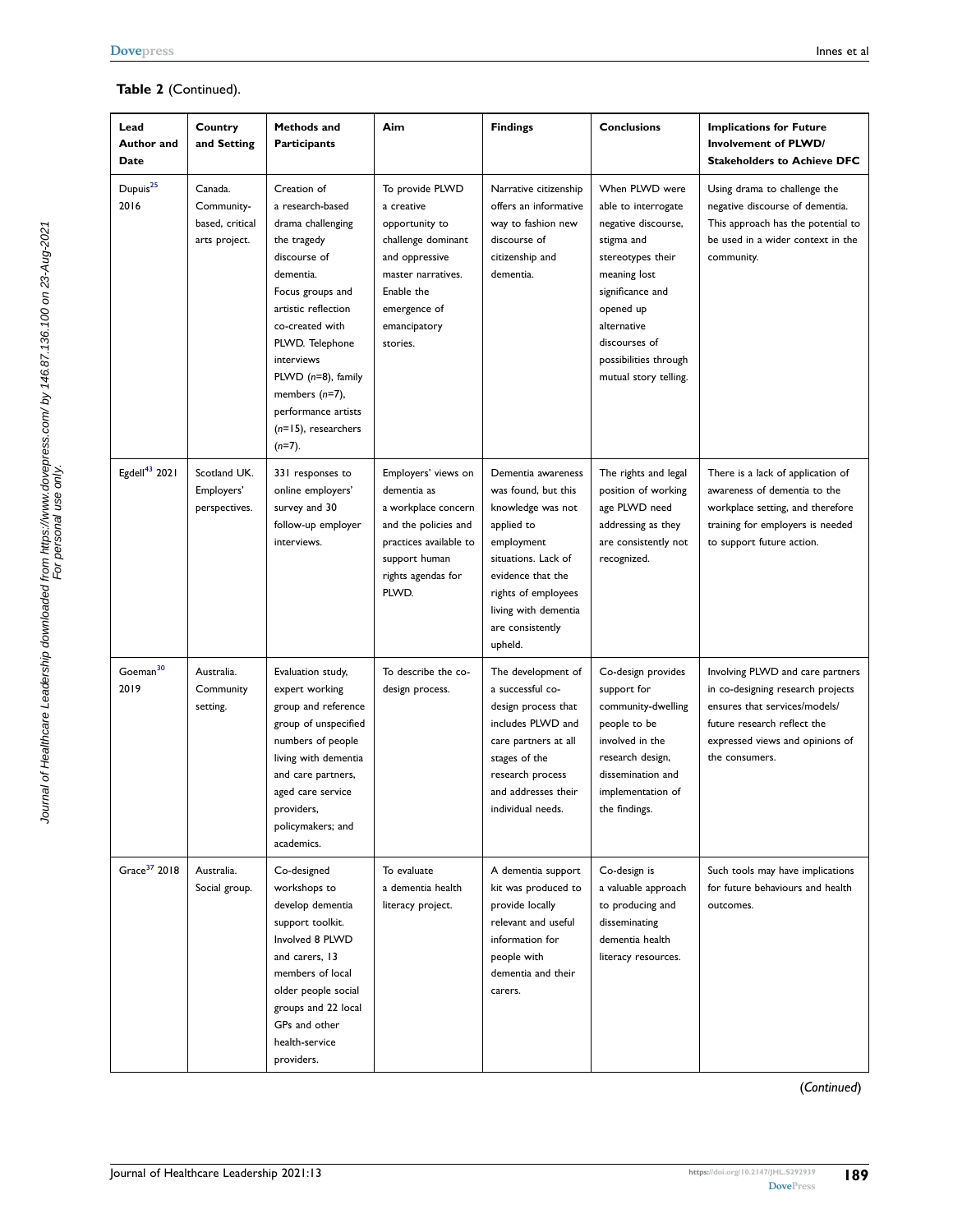**Table 2** (Continued).

| Lead Author and Date | Country and Setting | Methods and Participants | Aim | Findings | Conclusions | Implications for Future Involvement of PLWD/ Stakeholders to Achieve DFC |
|---|---|---|---|---|---|---|
| Dupuis[25] 2016 | Canada. Community-based, critical arts project. | Creation of a research-based drama challenging the tragedy discourse of dementia. Focus groups and artistic reflection co-created with PLWD. Telephone interviews PLWD (*n*=8), family members (*n*=7), performance artists (*n*=15), researchers (*n*=7). | To provide PLWD a creative opportunity to challenge dominant and oppressive master narratives. Enable the emergence of emancipatory stories. | Narrative citizenship offers an informative way to fashion new discourse of citizenship and dementia. | When PLWD were able to interrogate negative discourse, stigma and stereotypes their meaning lost significance and opened up alternative discourses of possibilities through mutual story telling. | Using drama to challenge the negative discourse of dementia. This approach has the potential to be used in a wider context in the community. |
| Egdell[43] 2021 | Scotland UK. Employers' perspectives. | 331 responses to online employers' survey and 30 follow-up employer interviews. | Employers' views on dementia as a workplace concern and the policies and practices available to support human rights agendas for PLWD. | Dementia awareness was found, but this knowledge was not applied to employment situations. Lack of evidence that the rights of employees living with dementia are consistently upheld. | The rights and legal position of working age PLWD need addressing as they are consistently not recognized. | There is a lack of application of awareness of dementia to the workplace setting, and therefore training for employers is needed to support future action. |
| Goeman[30] 2019 | Australia. Community setting. | Evaluation study, expert working group and reference group of unspecified numbers of people living with dementia and care partners, aged care service providers, policymakers; and academics. | To describe the co-design process. | The development of a successful co-design process that includes PLWD and care partners at all stages of the research process and addresses their individual needs. | Co-design provides support for community-dwelling people to be involved in the research design, dissemination and implementation of the findings. | Involving PLWD and care partners in co-designing research projects ensures that services/models/ future research reflect the expressed views and opinions of the consumers. |
| Grace[37] 2018 | Australia. Social group. | Co-designed workshops to develop dementia support toolkit. Involved 8 PLWD and carers, 13 members of local older people social groups and 22 local GPs and other health-service providers. | To evaluate a dementia health literacy project. | A dementia support kit was produced to provide locally relevant and useful information for people with dementia and their carers. | Co-design is a valuable approach to producing and disseminating dementia health literacy resources. | Such tools may have implications for future behaviours and health outcomes. |

(*Continued*)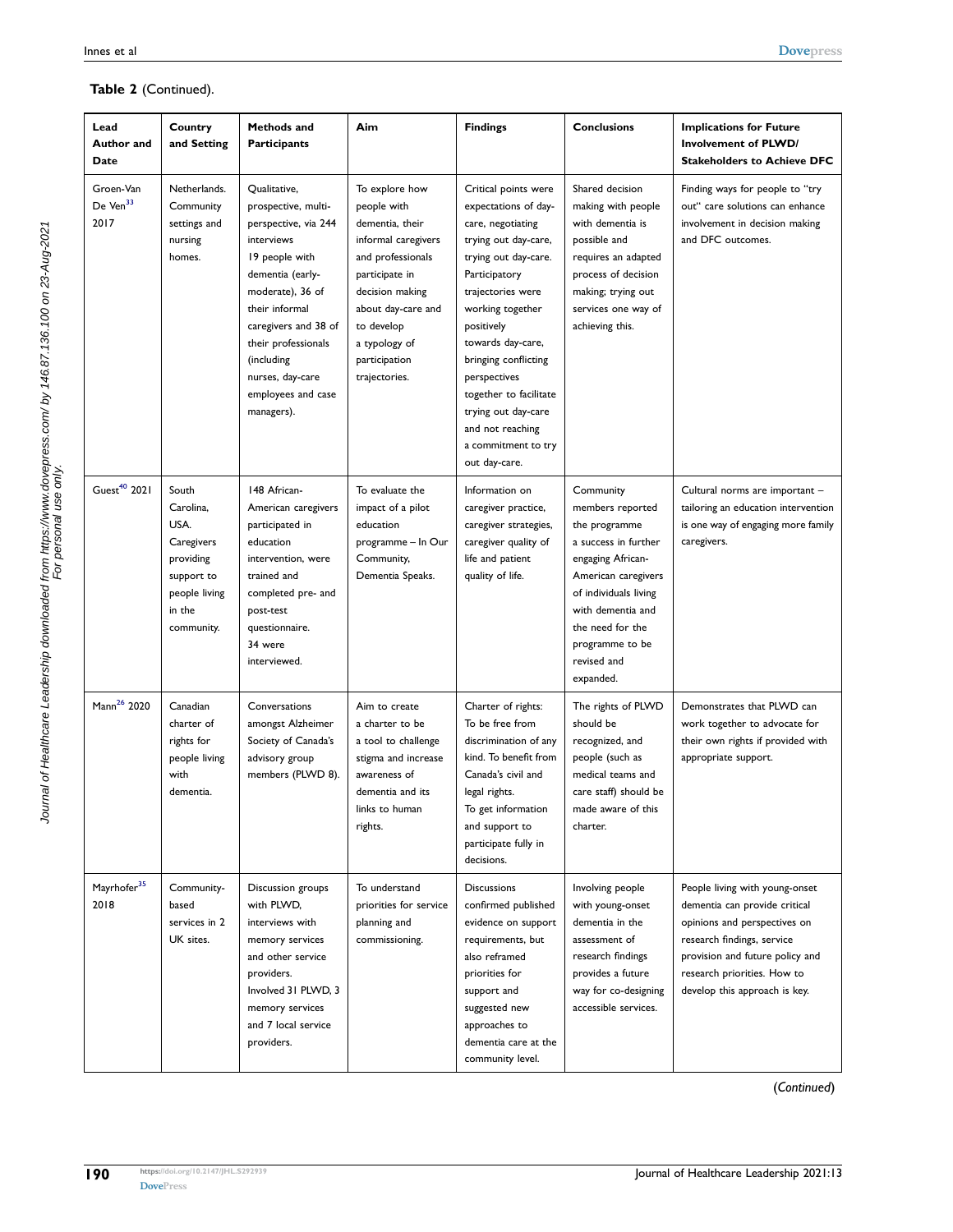**Table 2** (Continued).

| Lead Author and Date | Country and Setting | Methods and Participants | Aim | Findings | Conclusions | Implications for Future Involvement of PLWD/ Stakeholders to Achieve DFC |
|---|---|---|---|---|---|---|
| Groen-Van De Ven[33] 2017 | Netherlands. Community settings and nursing homes. | Qualitative, prospective, multi-perspective, via 244 interviews 19 people with dementia (early-moderate), 36 of their informal caregivers and 38 of their professionals (including nurses, day-care employees and case managers). | To explore how people with dementia, their informal caregivers and professionals participate in decision making about day-care and to develop a typology of participation trajectories. | Critical points were expectations of day-care, negotiating trying out day-care, trying out day-care. Participatory trajectories were working together positively towards day-care, bringing conflicting perspectives together to facilitate trying out day-care and not reaching a commitment to try out day-care. | Shared decision making with people with dementia is possible and requires an adapted process of decision making; trying out services one way of achieving this. | Finding ways for people to "try out" care solutions can enhance involvement in decision making and DFC outcomes. |
| Guest[40] 2021 | South Carolina, USA. Caregivers providing support to people living in the community. | 148 African-American caregivers participated in education intervention, were trained and completed pre- and post-test questionnaire. 34 were interviewed. | To evaluate the impact of a pilot education programme – In Our Community, Dementia Speaks. | Information on caregiver practice, caregiver strategies, caregiver quality of life and patient quality of life. | Community members reported the programme a success in further engaging African-American caregivers of individuals living with dementia and the need for the programme to be revised and expanded. | Cultural norms are important – tailoring an education intervention is one way of engaging more family caregivers. |
| Mann[26] 2020 | Canadian charter of rights for people living with dementia. | Conversations amongst Alzheimer Society of Canada's advisory group members (PLWD 8). | Aim to create a charter to be a tool to challenge stigma and increase awareness of dementia and its links to human rights. | Charter of rights: To be free from discrimination of any kind. To benefit from Canada's civil and legal rights. To get information and support to participate fully in decisions. | The rights of PLWD should be recognized, and people (such as medical teams and care staff) should be made aware of this charter. | Demonstrates that PLWD can work together to advocate for their own rights if provided with appropriate support. |
| Mayrhofer[35] 2018 | Community-based services in 2 UK sites. | Discussion groups with PLWD, interviews with memory services and other service providers. Involved 31 PLWD, 3 memory services and 7 local service providers. | To understand priorities for service planning and commissioning. | Discussions confirmed published evidence on support requirements, but also reframed priorities for support and suggested new approaches to dementia care at the community level. | Involving people with young-onset dementia in the assessment of research findings provides a future way for co-designing accessible services. | People living with young-onset dementia can provide critical opinions and perspectives on research findings, service provision and future policy and research priorities. How to develop this approach is key. |

(*Continued*)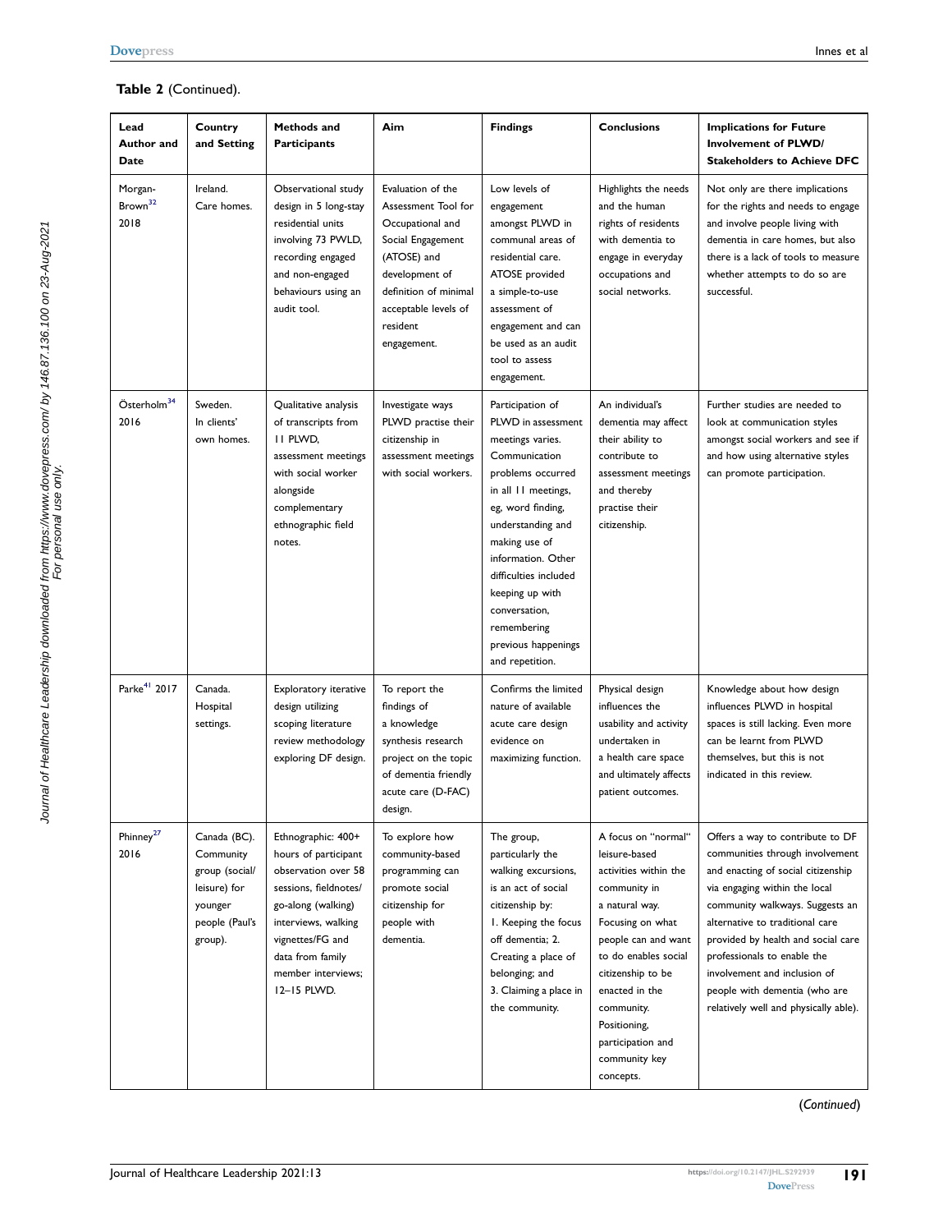**Table 2** (Continued).

| Lead Author and Date | Country and Setting | Methods and Participants | Aim | Findings | Conclusions | Implications for Future Involvement of PLWD/ Stakeholders to Achieve DFC |
|---|---|---|---|---|---|---|
| Morgan-Brown[32] 2018 | Ireland. Care homes. | Observational study design in 5 long-stay residential units involving 73 PWLD, recording engaged and non-engaged behaviours using an audit tool. | Evaluation of the Assessment Tool for Occupational and Social Engagement (ATOSE) and development of definition of minimal acceptable levels of resident engagement. | Low levels of engagement amongst PLWD in communal areas of residential care. ATOSE provided a simple-to-use assessment of engagement and can be used as an audit tool to assess engagement. | Highlights the needs and the human rights of residents with dementia to engage in everyday occupations and social networks. | Not only are there implications for the rights and needs to engage and involve people living with dementia in care homes, but also there is a lack of tools to measure whether attempts to do so are successful. |
| Österholm[34] 2016 | Sweden. In clients' own homes. | Qualitative analysis of transcripts from 11 PLWD, assessment meetings with social worker alongside complementary ethnographic field notes. | Investigate ways PLWD practise their citizenship in assessment meetings with social workers. | Participation of PLWD in assessment meetings varies. Communication problems occurred in all 11 meetings, eg, word finding, understanding and making use of information. Other difficulties included keeping up with conversation, remembering previous happenings and repetition. | An individual's dementia may affect their ability to contribute to assessment meetings and thereby practise their citizenship. | Further studies are needed to look at communication styles amongst social workers and see if and how using alternative styles can promote participation. |
| Parke[41] 2017 | Canada. Hospital settings. | Exploratory iterative design utilizing scoping literature review methodology exploring DF design. | To report the findings of a knowledge synthesis research project on the topic of dementia friendly acute care (D-FAC) design. | Confirms the limited nature of available acute care design evidence on maximizing function. | Physical design influences the usability and activity undertaken in a health care space and ultimately affects patient outcomes. | Knowledge about how design influences PLWD in hospital spaces is still lacking. Even more can be learnt from PLWD themselves, but this is not indicated in this review. |
| Phinney[27] 2016 | Canada (BC). Community group (social/ leisure) for younger people (Paul's group). | Ethnographic: 400+ hours of participant observation over 58 sessions, fieldnotes/ go-along (walking) interviews, walking vignettes/FG and data from family member interviews; 12–15 PLWD. | To explore how community-based programming can promote social citizenship for people with dementia. | The group, particularly the walking excursions, is an act of social citizenship by: 1. Keeping the focus off dementia; 2. Creating a place of belonging; and 3. Claiming a place in the community. | A focus on "normal" leisure-based activities within the community in a natural way. Focusing on what people can and want to do enables social citizenship to be enacted in the community. Positioning, participation and community key concepts. | Offers a way to contribute to DF communities through involvement and enacting of social citizenship via engaging within the local community walkways. Suggests an alternative to traditional care provided by health and social care professionals to enable the involvement and inclusion of people with dementia (who are relatively well and physically able). |

(*Continued*)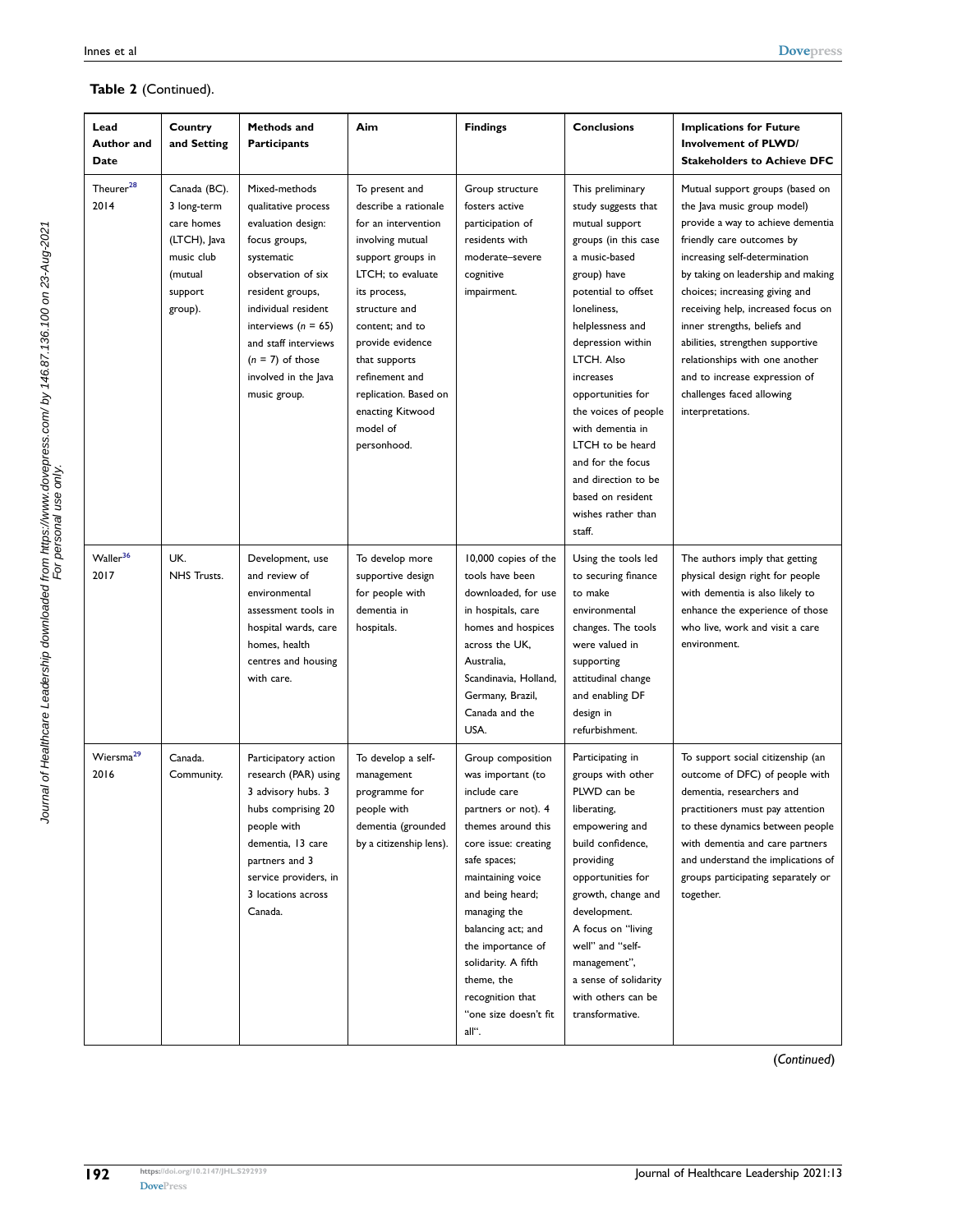**Table 2** (Continued).

| Lead Author and Date | Country and Setting | Methods and Participants | Aim | Findings | Conclusions | Implications for Future Involvement of PLWD/ Stakeholders to Achieve DFC |
|---|---|---|---|---|---|---|
| Theurer[28] 2014 | Canada (BC). 3 long-term care homes (LTCH), Java music club (mutual support group). | Mixed-methods qualitative process evaluation design: focus groups, systematic observation of six resident groups, individual resident interviews (*n* = 65) and staff interviews (*n* = 7) of those involved in the Java music group. | To present and describe a rationale for an intervention involving mutual support groups in LTCH; to evaluate its process, structure and content; and to provide evidence that supports refinement and replication. Based on enacting Kitwood model of personhood. | Group structure fosters active participation of residents with moderate–severe cognitive impairment. | This preliminary study suggests that mutual support groups (in this case a music-based group) have potential to offset loneliness, helplessness and depression within LTCH. Also increases opportunities for the voices of people with dementia in LTCH to be heard and for the focus and direction to be based on resident wishes rather than staff. | Mutual support groups (based on the Java music group model) provide a way to achieve dementia friendly care outcomes by increasing self-determination by taking on leadership and making choices; increasing giving and receiving help, increased focus on inner strengths, beliefs and abilities, strengthen supportive relationships with one another and to increase expression of challenges faced allowing interpretations. |
| Waller[36] 2017 | UK. NHS Trusts. | Development, use and review of environmental assessment tools in hospital wards, care homes, health centres and housing with care. | To develop more supportive design for people with dementia in hospitals. | 10,000 copies of the tools have been downloaded, for use in hospitals, care homes and hospices across the UK, Australia, Scandinavia, Holland, Germany, Brazil, Canada and the USA. | Using the tools led to securing finance to make environmental changes. The tools were valued in supporting attitudinal change and enabling DF design in refurbishment. | The authors imply that getting physical design right for people with dementia is also likely to enhance the experience of those who live, work and visit a care environment. |
| Wiersma[29] 2016 | Canada. Community. | Participatory action research (PAR) using 3 advisory hubs. 3 hubs comprising 20 people with dementia, 13 care partners and 3 service providers, in 3 locations across Canada. | To develop a self-management programme for people with dementia (grounded by a citizenship lens). | Group composition was important (to include care partners or not). 4 themes around this core issue: creating safe spaces; maintaining voice and being heard; managing the balancing act; and the importance of solidarity. A fifth theme, the recognition that "one size doesn't fit all". | Participating in groups with other PLWD can be liberating, empowering and build confidence, providing opportunities for growth, change and development. A focus on "living well" and "self-management", a sense of solidarity with others can be transformative. | To support social citizenship (an outcome of DFC) of people with dementia, researchers and practitioners must pay attention to these dynamics between people with dementia and care partners and understand the implications of groups participating separately or together. |

(*Continued*)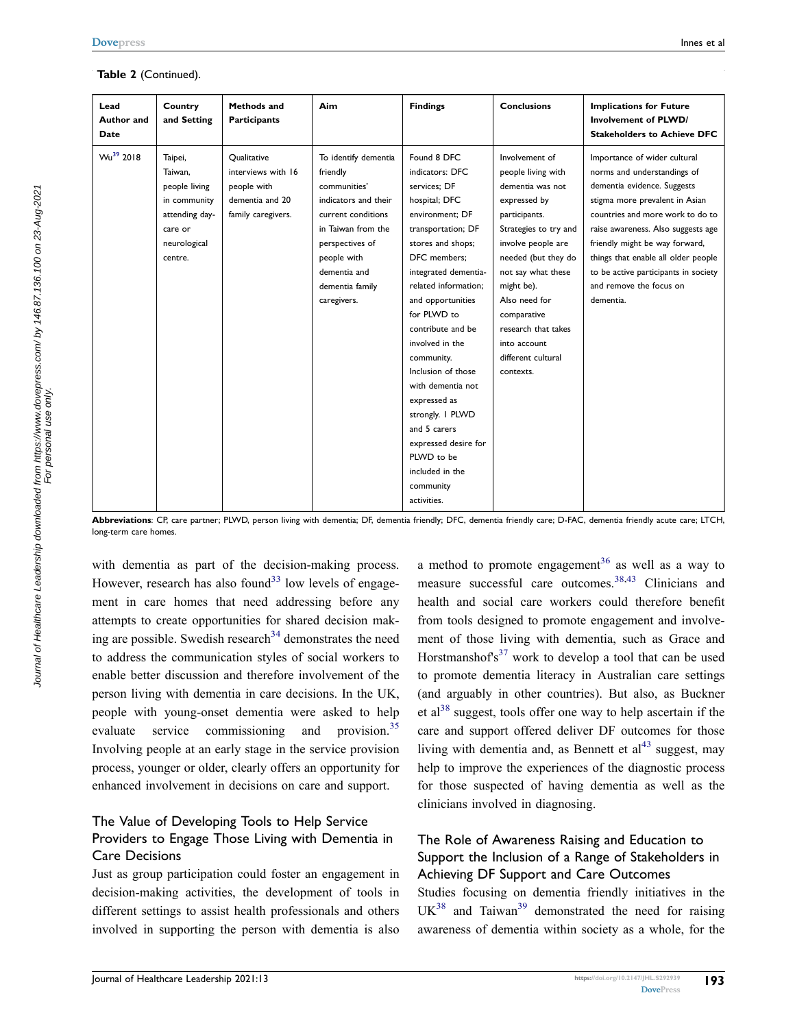**Table 2** (Continued).

| Lead Author and Date | Country and Setting | Methods and Participants | Aim | Findings | Conclusions | Implications for Future Involvement of PLWD/ Stakeholders to Achieve DFC |
|---|---|---|---|---|---|---|
| Wu[39] 2018 | Taipei, Taiwan, people living in community attending day-care or neurological centre. | Qualitative interviews with 16 people with dementia and 20 family caregivers. | To identify dementia friendly communities' indicators and their current conditions in Taiwan from the perspectives of people with dementia and dementia family caregivers. | Found 8 DFC indicators: DFC services; DF hospital; DFC environment; DF transportation; DF stores and shops; DFC members; integrated dementia-related information; and opportunities for PLWD to contribute and be involved in the community. Inclusion of those with dementia not expressed as strongly. 1 PLWD and 5 carers expressed desire for PLWD to be included in the community activities. | Involvement of people living with dementia was not expressed by participants. Strategies to try and involve people are needed (but they do not say what these might be). Also need for comparative research that takes into account different cultural contexts. | Importance of wider cultural norms and understandings of dementia evidence. Suggests stigma more prevalent in Asian countries and more work to do to raise awareness. Also suggests age friendly might be way forward, things that enable all older people to be active participants in society and remove the focus on dementia. |

**Abbreviations**: CP, care partner; PLWD, person living with dementia; DF, dementia friendly; DFC, dementia friendly care; D-FAC, dementia friendly acute care; LTCH, long-term care homes.

with dementia as part of the decision-making process. However, research has also found[33] low levels of engagement in care homes that need addressing before any attempts to create opportunities for shared decision making are possible. Swedish research[34] demonstrates the need to address the communication styles of social workers to enable better discussion and therefore involvement of the person living with dementia in care decisions. In the UK, people with young-onset dementia were asked to help evaluate service commissioning and provision.[35] Involving people at an early stage in the service provision process, younger or older, clearly offers an opportunity for enhanced involvement in decisions on care and support.

### The Value of Developing Tools to Help Service Providers to Engage Those Living with Dementia in Care Decisions

Just as group participation could foster an engagement in decision-making activities, the development of tools in different settings to assist health professionals and others involved in supporting the person with dementia is also a method to promote engagement[36] as well as a way to measure successful care outcomes.[38,43] Clinicians and health and social care workers could therefore benefit from tools designed to promote engagement and involvement of those living with dementia, such as Grace and Horstmanshof's[37] work to develop a tool that can be used to promote dementia literacy in Australian care settings (and arguably in other countries). But also, as Buckner et al[38] suggest, tools offer one way to help ascertain if the care and support offered deliver DF outcomes for those living with dementia and, as Bennett et al[43] suggest, may help to improve the experiences of the diagnostic process for those suspected of having dementia as well as the clinicians involved in diagnosing.

### The Role of Awareness Raising and Education to Support the Inclusion of a Range of Stakeholders in Achieving DF Support and Care Outcomes

Studies focusing on dementia friendly initiatives in the UK[38] and Taiwan[39] demonstrated the need for raising awareness of dementia within society as a whole, for the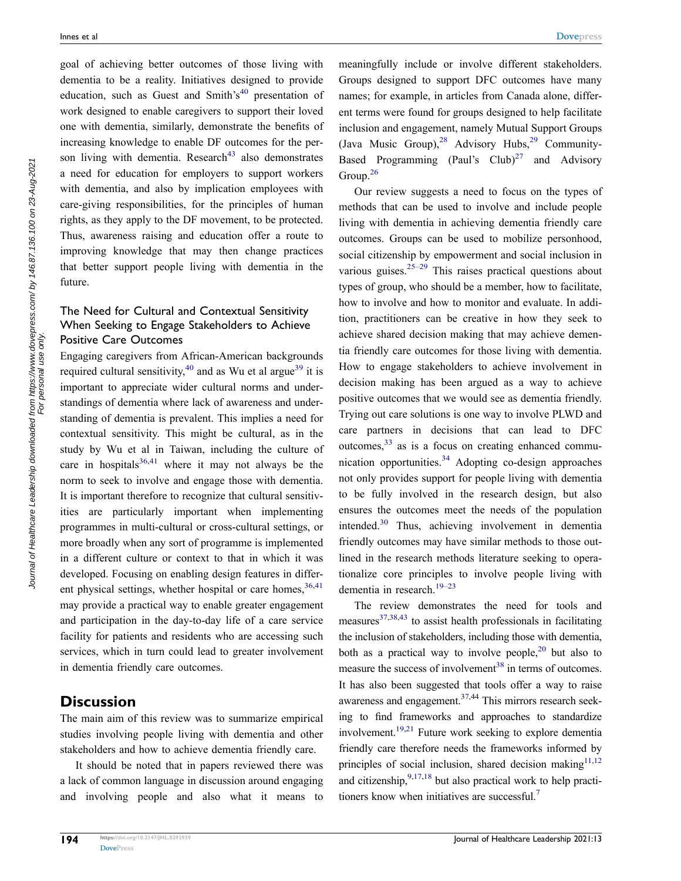goal of achieving better outcomes of those living with dementia to be a reality. Initiatives designed to provide education, such as Guest and Smith's[40] presentation of work designed to enable caregivers to support their loved one with dementia, similarly, demonstrate the benefits of increasing knowledge to enable DF outcomes for the person living with dementia. Research[43] also demonstrates a need for education for employers to support workers with dementia, and also by implication employees with care-giving responsibilities, for the principles of human rights, as they apply to the DF movement, to be protected. Thus, awareness raising and education offer a route to improving knowledge that may then change practices that better support people living with dementia in the future.

### The Need for Cultural and Contextual Sensitivity When Seeking to Engage Stakeholders to Achieve Positive Care Outcomes

Engaging caregivers from African-American backgrounds required cultural sensitivity,[40] and as Wu et al argue[39] it is important to appreciate wider cultural norms and understandings of dementia where lack of awareness and understanding of dementia is prevalent. This implies a need for contextual sensitivity. This might be cultural, as in the study by Wu et al in Taiwan, including the culture of care in hospitals[36,41] where it may not always be the norm to seek to involve and engage those with dementia. It is important therefore to recognize that cultural sensitivities are particularly important when implementing programmes in multi-cultural or cross-cultural settings, or more broadly when any sort of programme is implemented in a different culture or context to that in which it was developed. Focusing on enabling design features in different physical settings, whether hospital or care homes,[36,41] may provide a practical way to enable greater engagement and participation in the day-to-day life of a care service facility for patients and residents who are accessing such services, which in turn could lead to greater involvement in dementia friendly care outcomes.

## Discussion

The main aim of this review was to summarize empirical studies involving people living with dementia and other stakeholders and how to achieve dementia friendly care.

It should be noted that in papers reviewed there was a lack of common language in discussion around engaging and involving people and also what it means to meaningfully include or involve different stakeholders. Groups designed to support DFC outcomes have many names; for example, in articles from Canada alone, different terms were found for groups designed to help facilitate inclusion and engagement, namely Mutual Support Groups (Java Music Group),[28] Advisory Hubs,[29] Community-Based Programming (Paul's Club)[27] and Advisory Group.[26]

Our review suggests a need to focus on the types of methods that can be used to involve and include people living with dementia in achieving dementia friendly care outcomes. Groups can be used to mobilize personhood, social citizenship by empowerment and social inclusion in various guises.[25–29] This raises practical questions about types of group, who should be a member, how to facilitate, how to involve and how to monitor and evaluate. In addition, practitioners can be creative in how they seek to achieve shared decision making that may achieve dementia friendly care outcomes for those living with dementia. How to engage stakeholders to achieve involvement in decision making has been argued as a way to achieve positive outcomes that we would see as dementia friendly. Trying out care solutions is one way to involve PLWD and care partners in decisions that can lead to DFC outcomes,[33] as is a focus on creating enhanced communication opportunities.[34] Adopting co-design approaches not only provides support for people living with dementia to be fully involved in the research design, but also ensures the outcomes meet the needs of the population intended.[30] Thus, achieving involvement in dementia friendly outcomes may have similar methods to those outlined in the research methods literature seeking to operationalize core principles to involve people living with dementia in research.[19–23]

The review demonstrates the need for tools and measures[37,38,43] to assist health professionals in facilitating the inclusion of stakeholders, including those with dementia, both as a practical way to involve people,[20] but also to measure the success of involvement[38] in terms of outcomes. It has also been suggested that tools offer a way to raise awareness and engagement.[37,44] This mirrors research seeking to find frameworks and approaches to standardize involvement.[19,21] Future work seeking to explore dementia friendly care therefore needs the frameworks informed by principles of social inclusion, shared decision making[11,12] and citizenship,[9,17,18] but also practical work to help practitioners know when initiatives are successful.[7]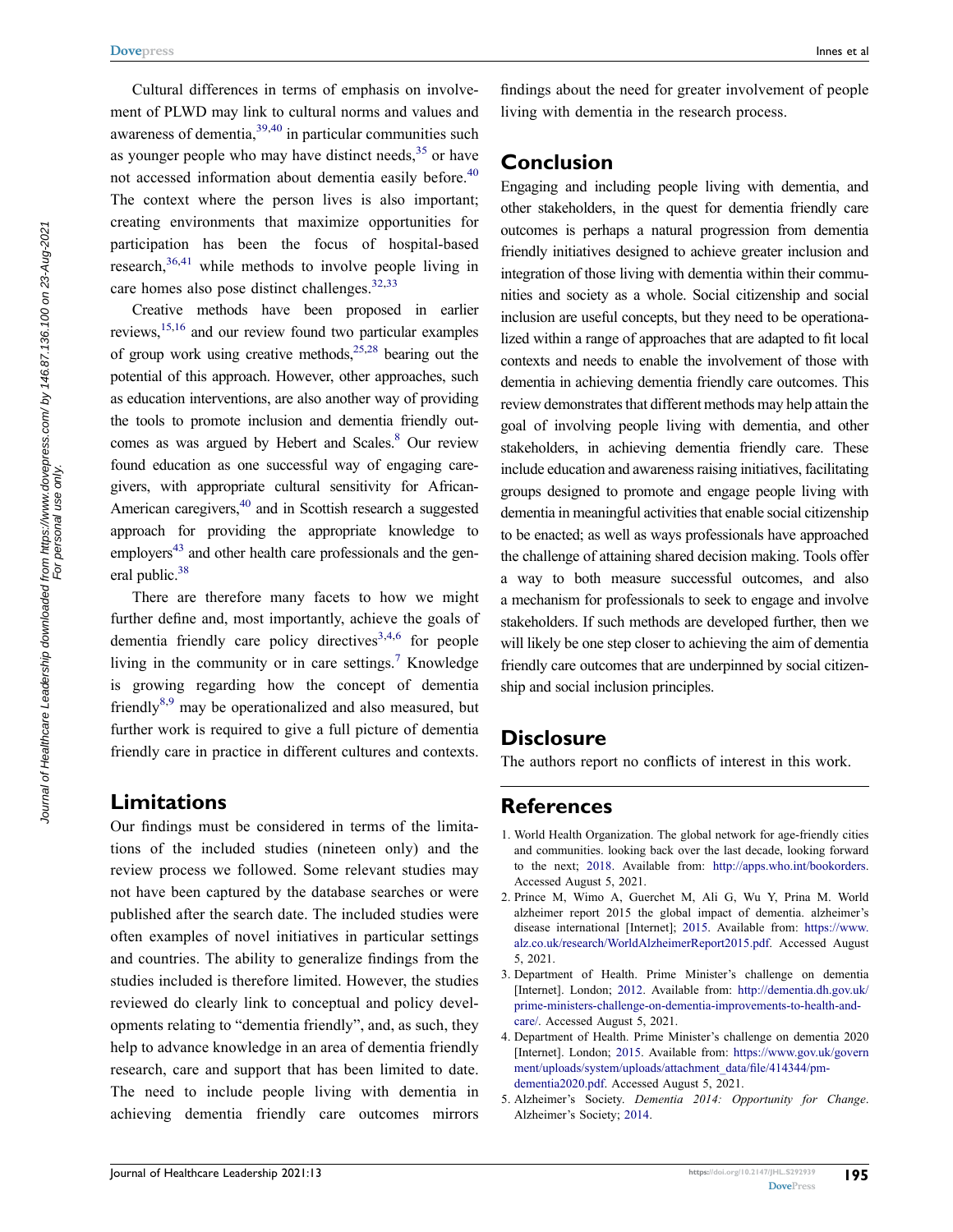Cultural differences in terms of emphasis on involvement of PLWD may link to cultural norms and values and awareness of dementia,[39,40] in particular communities such as younger people who may have distinct needs,[35] or have not accessed information about dementia easily before.[40] The context where the person lives is also important; creating environments that maximize opportunities for participation has been the focus of hospital-based research,[36,41] while methods to involve people living in care homes also pose distinct challenges.[32,33]

Creative methods have been proposed in earlier reviews,[15,16] and our review found two particular examples of group work using creative methods,[25,28] bearing out the potential of this approach. However, other approaches, such as education interventions, are also another way of providing the tools to promote inclusion and dementia friendly outcomes as was argued by Hebert and Scales.[8] Our review found education as one successful way of engaging caregivers, with appropriate cultural sensitivity for African-American caregivers,[40] and in Scottish research a suggested approach for providing the appropriate knowledge to employers[43] and other health care professionals and the general public.[38]

There are therefore many facets to how we might further define and, most importantly, achieve the goals of dementia friendly care policy directives[3,4,6] for people living in the community or in care settings.[7] Knowledge is growing regarding how the concept of dementia friendly[8,9] may be operationalized and also measured, but further work is required to give a full picture of dementia friendly care in practice in different cultures and contexts.

## Limitations

Our findings must be considered in terms of the limitations of the included studies (nineteen only) and the review process we followed. Some relevant studies may not have been captured by the database searches or were published after the search date. The included studies were often examples of novel initiatives in particular settings and countries. The ability to generalize findings from the studies included is therefore limited. However, the studies reviewed do clearly link to conceptual and policy developments relating to "dementia friendly", and, as such, they help to advance knowledge in an area of dementia friendly research, care and support that has been limited to date. The need to include people living with dementia in achieving dementia friendly care outcomes mirrors findings about the need for greater involvement of people living with dementia in the research process.

## Conclusion

Engaging and including people living with dementia, and other stakeholders, in the quest for dementia friendly care outcomes is perhaps a natural progression from dementia friendly initiatives designed to achieve greater inclusion and integration of those living with dementia within their communities and society as a whole. Social citizenship and social inclusion are useful concepts, but they need to be operationalized within a range of approaches that are adapted to fit local contexts and needs to enable the involvement of those with dementia in achieving dementia friendly care outcomes. This review demonstrates that different methods may help attain the goal of involving people living with dementia, and other stakeholders, in achieving dementia friendly care. These include education and awareness raising initiatives, facilitating groups designed to promote and engage people living with dementia in meaningful activities that enable social citizenship to be enacted; as well as ways professionals have approached the challenge of attaining shared decision making. Tools offer a way to both measure successful outcomes, and also a mechanism for professionals to seek to engage and involve stakeholders. If such methods are developed further, then we will likely be one step closer to achieving the aim of dementia friendly care outcomes that are underpinned by social citizenship and social inclusion principles.

## Disclosure

The authors report no conflicts of interest in this work.

## References

1. World Health Organization. The global network for age-friendly cities and communities. looking back over the last decade, looking forward to the next; 2018. Available from: http://apps.who.int/bookorders. Accessed August 5, 2021.
2. Prince M, Wimo A, Guerchet M, Ali G, Wu Y, Prina M. World alzheimer report 2015 the global impact of dementia. alzheimer's disease international [Internet]; 2015. Available from: https://www.alz.co.uk/research/WorldAlzheimerReport2015.pdf. Accessed August 5, 2021.
3. Department of Health. Prime Minister's challenge on dementia [Internet]. London; 2012. Available from: http://dementia.dh.gov.uk/prime-ministers-challenge-on-dementia-improvements-to-health-and-care/. Accessed August 5, 2021.
4. Department of Health. Prime Minister's challenge on dementia 2020 [Internet]. London; 2015. Available from: https://www.gov.uk/government/uploads/system/uploads/attachment_data/file/414344/pm-dementia2020.pdf. Accessed August 5, 2021.
5. Alzheimer's Society. *Dementia 2014: Opportunity for Change*. Alzheimer's Society; 2014.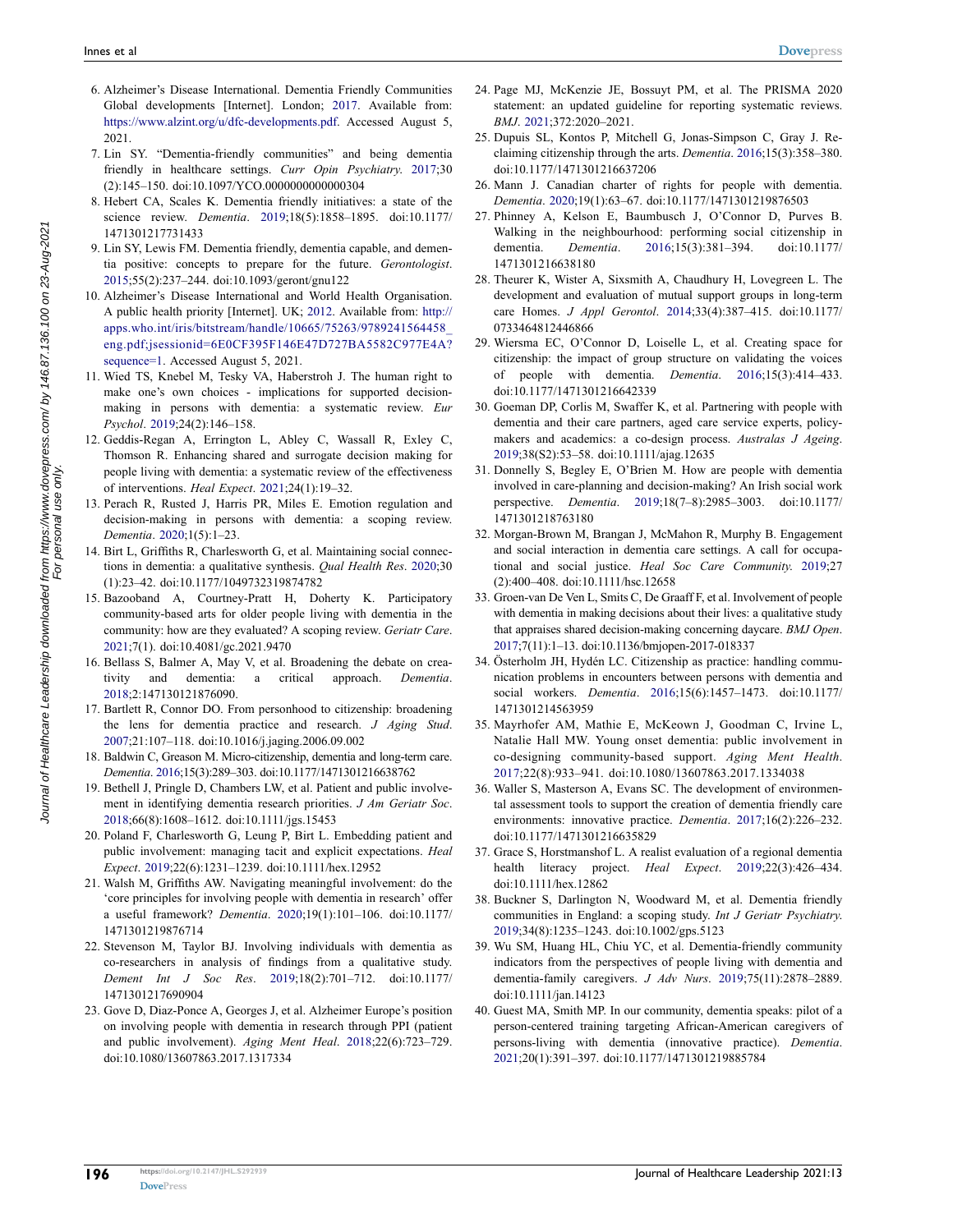6. Alzheimer's Disease International. Dementia Friendly Communities Global developments [Internet]. London; 2017. Available from: https://www.alzint.org/u/dfc-developments.pdf. Accessed August 5, 2021.
7. Lin SY. "Dementia-friendly communities" and being dementia friendly in healthcare settings. *Curr Opin Psychiatry*. 2017;30 (2):145–150. doi:10.1097/YCO.0000000000000304
8. Hebert CA, Scales K. Dementia friendly initiatives: a state of the science review. *Dementia*. 2019;18(5):1858–1895. doi:10.1177/1471301217731433
9. Lin SY, Lewis FM. Dementia friendly, dementia capable, and dementia positive: concepts to prepare for the future. *Gerontologist*. 2015;55(2):237–244. doi:10.1093/geront/gnu122
10. Alzheimer's Disease International and World Health Organisation. A public health priority [Internet]. UK; 2012. Available from: http://apps.who.int/iris/bitstream/handle/10665/75263/9789241564458_eng.pdf;jsessionid=6E0CF395F146E47D727BA5582C977E4A?sequence=1. Accessed August 5, 2021.
11. Wied TS, Knebel M, Tesky VA, Haberstroh J. The human right to make one's own choices - implications for supported decision-making in persons with dementia: a systematic review. *Eur Psychol*. 2019;24(2):146–158.
12. Geddis-Regan A, Errington L, Abley C, Wassall R, Exley C, Thomson R. Enhancing shared and surrogate decision making for people living with dementia: a systematic review of the effectiveness of interventions. *Heal Expect*. 2021;24(1):19–32.
13. Perach R, Rusted J, Harris PR, Miles E. Emotion regulation and decision-making in persons with dementia: a scoping review. *Dementia*. 2020;1(5):1–23.
14. Birt L, Griffiths R, Charlesworth G, et al. Maintaining social connections in dementia: a qualitative synthesis. *Qual Health Res*. 2020;30 (1):23–42. doi:10.1177/1049732319874782
15. Bazooband A, Courtney-Pratt H, Doherty K. Participatory community-based arts for older people living with dementia in the community: how are they evaluated? A scoping review. *Geriatr Care*. 2021;7(1). doi:10.4081/gc.2021.9470
16. Bellass S, Balmer A, May V, et al. Broadening the debate on creativity and dementia: a critical approach. *Dementia*. 2018;2:147130121876090.
17. Bartlett R, Connor DO. From personhood to citizenship: broadening the lens for dementia practice and research. *J Aging Stud*. 2007;21:107–118. doi:10.1016/j.jaging.2006.09.002
18. Baldwin C, Greason M. Micro-citizenship, dementia and long-term care. *Dementia*. 2016;15(3):289–303. doi:10.1177/1471301216638762
19. Bethell J, Pringle D, Chambers LW, et al. Patient and public involvement in identifying dementia research priorities. *J Am Geriatr Soc*. 2018;66(8):1608–1612. doi:10.1111/jgs.15453
20. Poland F, Charlesworth G, Leung P, Birt L. Embedding patient and public involvement: managing tacit and explicit expectations. *Heal Expect*. 2019;22(6):1231–1239. doi:10.1111/hex.12952
21. Walsh M, Griffiths AW. Navigating meaningful involvement: do the 'core principles for involving people with dementia in research' offer a useful framework? *Dementia*. 2020;19(1):101–106. doi:10.1177/1471301219876714
22. Stevenson M, Taylor BJ. Involving individuals with dementia as co-researchers in analysis of findings from a qualitative study. *Dement Int J Soc Res*. 2019;18(2):701–712. doi:10.1177/1471301217690904
23. Gove D, Diaz-Ponce A, Georges J, et al. Alzheimer Europe's position on involving people with dementia in research through PPI (patient and public involvement). *Aging Ment Heal*. 2018;22(6):723–729. doi:10.1080/13607863.2017.1317334
24. Page MJ, McKenzie JE, Bossuyt PM, et al. The PRISMA 2020 statement: an updated guideline for reporting systematic reviews. *BMJ*. 2021;372:2020–2021.
25. Dupuis SL, Kontos P, Mitchell G, Jonas-Simpson C, Gray J. Re-claiming citizenship through the arts. *Dementia*. 2016;15(3):358–380. doi:10.1177/1471301216637206
26. Mann J. Canadian charter of rights for people with dementia. *Dementia*. 2020;19(1):63–67. doi:10.1177/1471301219876503
27. Phinney A, Kelson E, Baumbusch J, O'Connor D, Purves B. Walking in the neighbourhood: performing social citizenship in dementia. *Dementia*. 2016;15(3):381–394. doi:10.1177/1471301216638180
28. Theurer K, Wister A, Sixsmith A, Chaudhury H, Lovegreen L. The development and evaluation of mutual support groups in long-term care Homes. *J Appl Gerontol*. 2014;33(4):387–415. doi:10.1177/0733464812446866
29. Wiersma EC, O'Connor D, Loiselle L, et al. Creating space for citizenship: the impact of group structure on validating the voices of people with dementia. *Dementia*. 2016;15(3):414–433. doi:10.1177/1471301216642339
30. Goeman DP, Corlis M, Swaffer K, et al. Partnering with people with dementia and their care partners, aged care service experts, policy-makers and academics: a co-design process. *Australas J Ageing*. 2019;38(S2):53–58. doi:10.1111/ajag.12635
31. Donnelly S, Begley E, O'Brien M. How are people with dementia involved in care-planning and decision-making? An Irish social work perspective. *Dementia*. 2019;18(7–8):2985–3003. doi:10.1177/1471301218763180
32. Morgan-Brown M, Brangan J, McMahon R, Murphy B. Engagement and social interaction in dementia care settings. A call for occupational and social justice. *Heal Soc Care Community*. 2019;27 (2):400–408. doi:10.1111/hsc.12658
33. Groen-van De Ven L, Smits C, De Graaff F, et al. Involvement of people with dementia in making decisions about their lives: a qualitative study that appraises shared decision-making concerning daycare. *BMJ Open*. 2017;7(11):1–13. doi:10.1136/bmjopen-2017-018337
34. Österholm JH, Hydén LC. Citizenship as practice: handling communication problems in encounters between persons with dementia and social workers. *Dementia*. 2016;15(6):1457–1473. doi:10.1177/1471301214563959
35. Mayrhofer AM, Mathie E, McKeown J, Goodman C, Irvine L, Natalie Hall MW. Young onset dementia: public involvement in co-designing community-based support. *Aging Ment Health*. 2017;22(8):933–941. doi:10.1080/13607863.2017.1334038
36. Waller S, Masterson A, Evans SC. The development of environmental assessment tools to support the creation of dementia friendly care environments: innovative practice. *Dementia*. 2017;16(2):226–232. doi:10.1177/1471301216635829
37. Grace S, Horstmanshof L. A realist evaluation of a regional dementia health literacy project. *Heal Expect*. 2019;22(3):426–434. doi:10.1111/hex.12862
38. Buckner S, Darlington N, Woodward M, et al. Dementia friendly communities in England: a scoping study. *Int J Geriatr Psychiatry*. 2019;34(8):1235–1243. doi:10.1002/gps.5123
39. Wu SM, Huang HL, Chiu YC, et al. Dementia-friendly community indicators from the perspectives of people living with dementia and dementia-family caregivers. *J Adv Nurs*. 2019;75(11):2878–2889. doi:10.1111/jan.14123
40. Guest MA, Smith MP. In our community, dementia speaks: pilot of a person-centered training targeting African-American caregivers of persons-living with dementia (innovative practice). *Dementia*. 2021;20(1):391–397. doi:10.1177/1471301219885784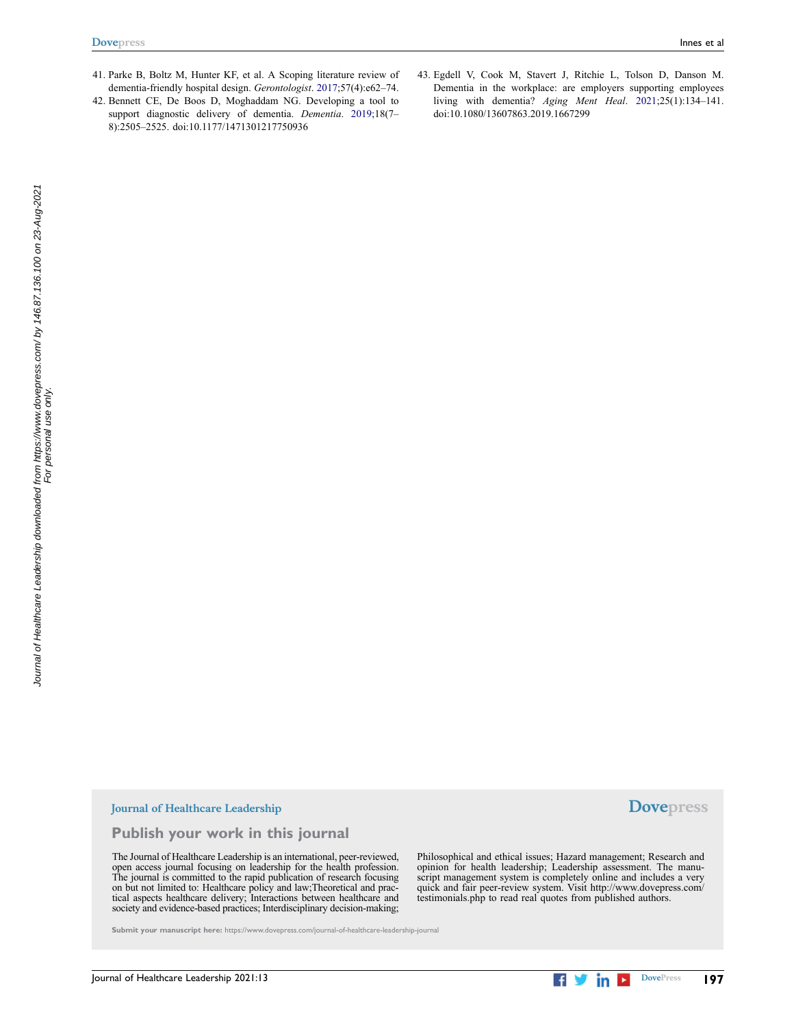41. Parke B, Boltz M, Hunter KF, et al. A Scoping literature review of dementia-friendly hospital design. *Gerontologist*. 2017;57(4):e62–74.
42. Bennett CE, De Boos D, Moghaddam NG. Developing a tool to support diagnostic delivery of dementia. *Dementia*. 2019;18(7–8):2505–2525. doi:10.1177/1471301217750936
43. Egdell V, Cook M, Stavert J, Ritchie L, Tolson D, Danson M. Dementia in the workplace: are employers supporting employees living with dementia? *Aging Ment Heal*. 2021;25(1):134–141. doi:10.1080/13607863.2019.1667299

**Journal of Healthcare Leadership**

**Dovepress**

## Publish your work in this journal

The Journal of Healthcare Leadership is an international, peer-reviewed, open access journal focusing on leadership for the health profession. The journal is committed to the rapid publication of research focusing on but not limited to: Healthcare policy and law;Theoretical and practical aspects healthcare delivery; Interactions between healthcare and society and evidence-based practices; Interdisciplinary decision-making; Philosophical and ethical issues; Hazard management; Research and opinion for health leadership; Leadership assessment. The manuscript management system is completely online and includes a very quick and fair peer-review system. Visit http://www.dovepress.com/testimonials.php to read real quotes from published authors.

**Submit your manuscript here:** https://www.dovepress.com/journal-of-healthcare-leadership-journal